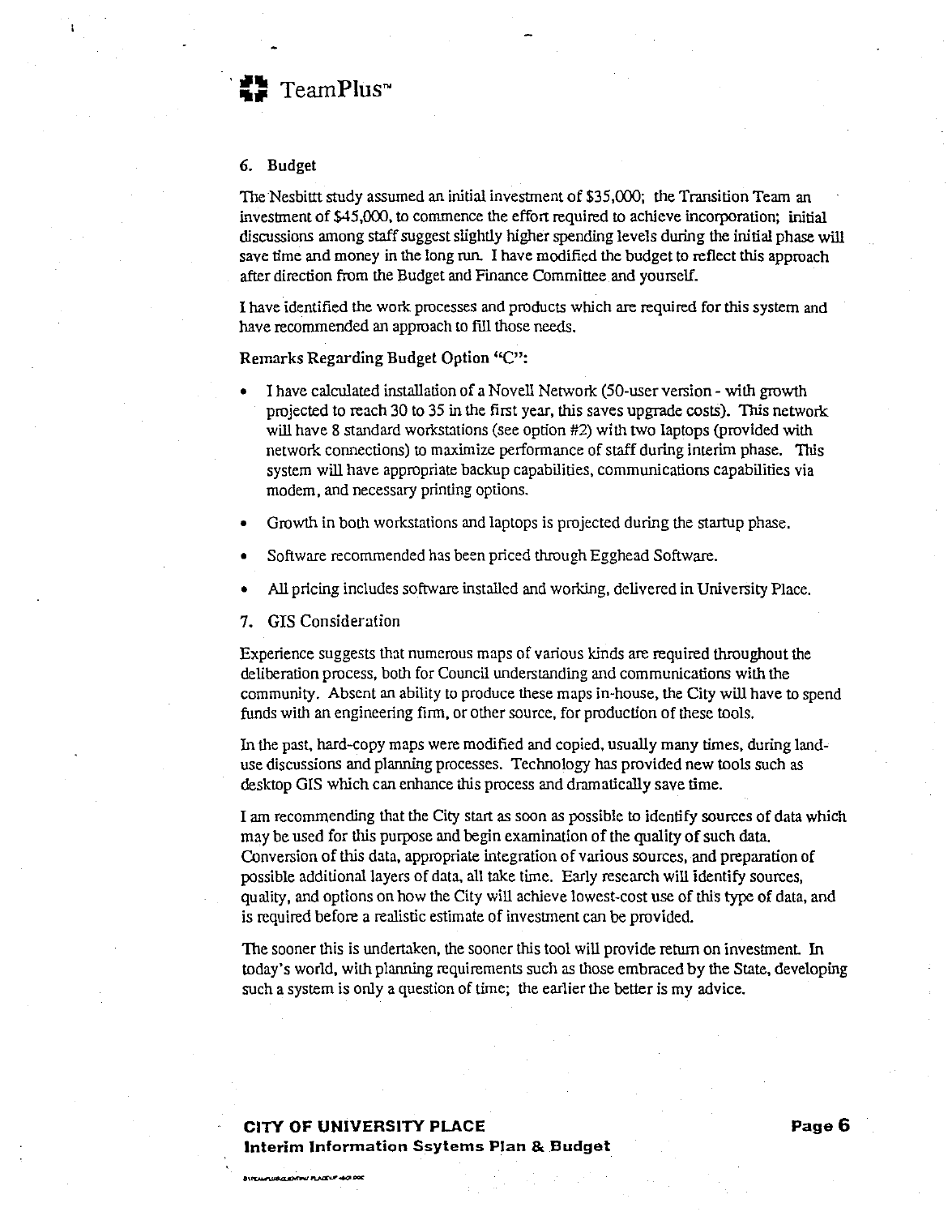## 6. Budget

The Nesbittt study assumed an initial investment of $35,000; the Transition Team an investment of $45,000, to commence the effort required to achieve incorporation; initial discussions among staff suggest slightly higher spending levels during the initial phase will save time and money in the long run. I have modified the budget to reflect this approach after direction from the Budget and Finance Committee and yourself.

I have identified the work processes and products which are required for this system and have recommended an approach to fill those needs.

### Remarks Regarding Budget Option "C":

- I have calculated installation of a Novell Network (50-user version - with growth projected to reach 30 to 35 in the first year, this saves upgrade costs). This network will have 8 standard workstations (see option #2) with two laptops (provided with network connections) to maximize performance of staff during interim phase. This system will have appropriate backup capabilities, communications capabilities via modem, and necessary printing options.
- Growth in both workstations and laptops is projected during the startup phase.
- Software recommended has been priced through Egghead Software.
- All pricing includes software installed and working, delivered in University Place.

## 7. GIS Consideration

Experience suggests that numerous maps of various kinds are required throughout the deliberation process, both for Council understanding and communications with the community. Absent an ability to produce these maps in-house, the City will have to spend funds with an engineering firm, or other source, for production of these tools.

In the past, hard-copy maps were modified and copied, usually many times, during land-use discussions and planning processes. Technology has provided new tools such as desktop GIS which can enhance this process and dramatically save time.

I am recommending that the City start as soon as possible to identify sources of data which may be used for this purpose and begin examination of the quality of such data. Conversion of this data, appropriate integration of various sources, and preparation of possible additional layers of data, all take time. Early research will identify sources, quality, and options on how the City will achieve lowest-cost use of this type of data, and is required before a realistic estimate of investment can be provided.

The sooner this is undertaken, the sooner this tool will provide return on investment. In today's world, with planning requirements such as those embraced by the State, developing such a system is only a question of time; the earlier the better is my advice.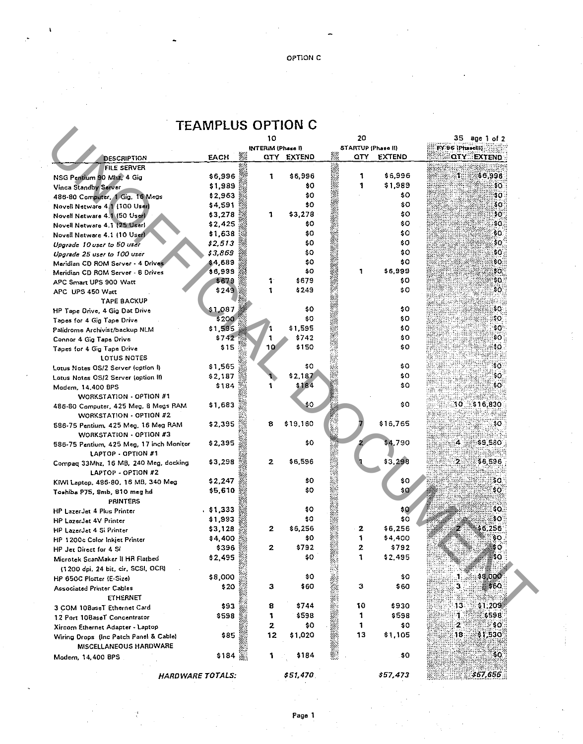OPTION C

# TEAMPLUS OPTION C

| DESCRIPTION | EACH | 10 INTERIM (Phase I) QTY | EXTEND | 20 STARTUP (Phase II) QTY | EXTEND | 35 FY 96 (PhaseIII) QTY | EXTEND |
|---|---|---|---|---|---|---|---|
| **FILE SERVER** | | | | | | | |
| NSG Pentium 90 Mhz, 4 Gig | $6,996 | 1 | $6,996 | 1 | $6,996 | 1 | $6,996 |
| Vinca Standby Server | $1,989 | | $0 | 1 | $1,989 | | $0 |
| 486-80 Computer, 1 Gig, 16 Megs | $2,963 | | $0 | | $0 | | $0 |
| Novell Netware 4.1 (100 User) | $4,591 | | $0 | | $0 | | $0 |
| Novell Netware 4.1 (50 User) | $3,278 | 1 | $3,278 | | $0 | | $0 |
| Novell Netware 4.1 (25 User) | $2,425 | | $0 | | $0 | | $0 |
| Novell Netware 4.1 (10 User) | $1,638 | | $0 | | $0 | | $0 |
| *Upgrade 10 user to 50 user* | *$2,513* | | $0 | | $0 | | $0 |
| *Upgrade 25 user to 100 user* | *$3,869* | | $0 | | $0 | | $0 |
| Meridian CD ROM Server - 4 Drives | $4,689 | | $0 | | $0 | | $0 |
| Meridian CD ROM Server - 8 Drives | $8,999 | | $0 | 1 | $6,999 | | $0 |
| APC Smart UPS 900 Watt | $679 | 1 | $679 | | $0 | | $0 |
| APC UPS 450 Watt | $249 | 1 | $249 | | $0 | | $0 |
| **TAPE BACKUP** | | | | | | | |
| HP Tape Drive, 4 Gig Dat Drive | $1,087 | | $0 | | $0 | | $0 |
| Tapes for 4 Gig Tape Drive | $200 | | $0 | | $0 | | $0 |
| Palidrome Archivist/backup NLM | $1,595 | 1 | $1,595 | | $0 | | $0 |
| Connor 4 Gig Tape Drive | $742 | 1 | $742 | | $0 | | $0 |
| Tapes for 4 Gig Tape Drive | $15 | 10 | $150 | | $0 | | $0 |
| **LOTUS NOTES** | | | | | | | |
| Lotus Notes OS/2 Server (option I) | $1,565 | | $0 | | $0 | | $0 |
| Lotus Notes OS/2 Server (option II) | $2,187 | 1 | $2,187 | | $0 | | $0 |
| Modem, 14,400 BPS | $184 | 1 | $184 | | $0 | | $0 |
| **WORKSTATION - OPTION #1** | | | | | | | |
| 486-80 Computer, 425 Meg, 8 Megs RAM | $1,683 | | $0 | | $0 | 10 | $16,830 |
| **WORKSTATION - OPTION #2** | | | | | | | |
| 586-75 Pentium, 425 Meg, 16 Meg RAM | $2,395 | 8 | $19,160 | 7 | $16,765 | | $0 |
| **WORKSTATION - OPTION #3** | | | | | | | |
| 586-75 Pentium, 425 Meg, 17 inch Monitor | $2,395 | | $0 | 2 | $4,790 | 4 | $9,580 |
| **LAPTOP - OPTION #1** | | | | | | | |
| Compaq 33Mhz, 16 MB, 240 Meg, docking | $3,298 | 2 | $6,596 | 1 | $3,298 | 2 | $6,596 |
| **LAPTOP - OPTION #2** | | | | | | | |
| KIWI Laptop, 486-80, 16 MB, 340 Meg | $2,247 | | $0 | | $0 | | $0 |
| Toshiba P75, 8mb, 810 meg hd | $5,610 | | $0 | | $0 | | $0 |
| **PRINTERS** | | | | | | | |
| HP LazerJet 4 Plus Printer | $1,333 | | $0 | | $0 | | $0 |
| HP LazerJet 4V Printer | $1,993 | | $0 | | $0 | | $0 |
| HP LazerJet 4 Si Printer | $3,128 | 2 | $6,256 | 2 | $6,256 | 2 | $6,256 |
| HP 1200c Color Inkjet Printer | $4,400 | | $0 | 1 | $4,400 | | $0 |
| HP Jet Direct for 4 Si | $396 | 2 | $792 | 2 | $792 | | $0 |
| Microtek ScanMaker II HR Flatbed (1200 dpi, 24 bit, clr, SCSI, OCR) | $2,495 | | $0 | 1 | $2,495 | | $0 |
| HP 650C Plotter (E-Size) | $8,000 | | $0 | | $0 | 1 | $8,000 |
| Associated Printer Cables | $20 | 3 | $60 | 3 | $60 | 3 | $60 |
| **ETHERNET** | | | | | | | |
| 3 COM 10BaseT Ethernet Card | $93 | 8 | $744 | 10 | $930 | 13 | $1,209 |
| 12 Port 10BaseT Concentrator | $598 | 1 | $598 | 1 | $598 | 1 | $598 |
| Xircom Ethernet Adapter - Laptop | | 2 | $0 | 1 | $0 | 2 | $0 |
| Wiring Drops (Inc Patch Panel & Cable) | $85 | 12 | $1,020 | 13 | $1,105 | 18 | $1,530 |
| **MISCELLANEOUS HARDWARE** | | | | | | | |
| Modem, 14,400 BPS | $184 | 1 | $184 | | $0 | | $0 |
| *HARDWARE TOTALS:* | | | *$51,470* | | *$57,473* | | *$67,656* |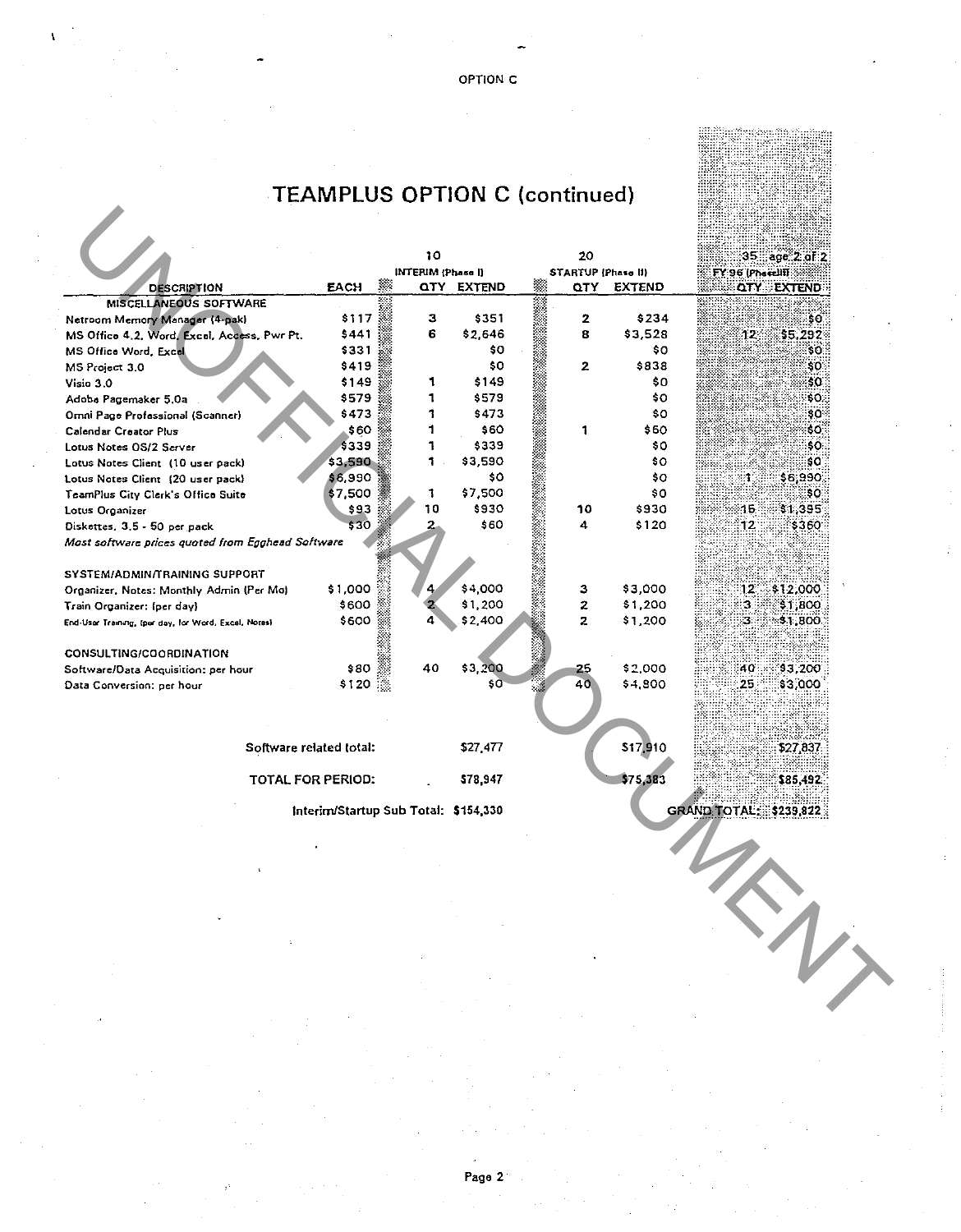OPTION C

# TEAMPLUS OPTION C (continued)

| DESCRIPTION | EACH | 10 INTERIM (Phase I) QTY | EXTEND | 20 STARTUP (Phase II) QTY | EXTEND | 35 FY 96 (Phase III) QTY | EXTEND |
|---|---|---|---|---|---|---|---|
| **MISCELLANEOUS SOFTWARE** | | | | | | | |
| Netroom Memory Manager (4-pak) | $117 | 3 | $351 | 2 | $234 | | $0 |
| MS Office 4.2, Word, Excel, Access, Pwr Pt. | $441 | 6 | $2,646 | 8 | $3,528 | 12 | $5,292 |
| MS Office Word, Excel | $331 | | $0 | | $0 | | $0 |
| MS Project 3.0 | $419 | | $0 | 2 | $838 | | $0 |
| Visio 3.0 | $149 | 1 | $149 | | $0 | | $0 |
| Adobe Pagemaker 5.0a | $579 | 1 | $579 | | $0 | | $0 |
| Omni Page Professional (Scanner) | $473 | 1 | $473 | | $0 | | $0 |
| Calendar Creator Plus | $60 | 1 | $60 | 1 | $60 | | $0 |
| Lotus Notes OS/2 Server | $339 | 1 | $339 | | $0 | | $0 |
| Lotus Notes Client (10 user pack) | $3,590 | 1 | $3,590 | | $0 | | $0 |
| Lotus Notes Client (20 user pack) | $6,990 | | $0 | | $0 | 1 | $6,990 |
| TeamPlus City Clerk's Office Suite | $7,500 | 1 | $7,500 | | $0 | | $0 |
| Lotus Organizer | $93 | 10 | $930 | 10 | $930 | 15 | $1,395 |
| Diskettes, 3.5 - 50 per pack | $30 | 2 | $60 | 4 | $120 | 12 | $360 |
| *Most software prices quoted from Egghead Software* | | | | | | | |
| **SYSTEM/ADMIN/TRAINING SUPPORT** | | | | | | | |
| Organizer, Notes: Monthly Admin (Per Mo) | $1,000 | 4 | $4,000 | 3 | $3,000 | 12 | $12,000 |
| Train Organizer: (per day) | $600 | 2 | $1,200 | 2 | $1,200 | 3 | $1,800 |
| End-User Training, (per day, for Word, Excel, Notes) | $600 | 4 | $2,400 | 2 | $1,200 | 3 | $1,800 |
| **CONSULTING/COORDINATION** | | | | | | | |
| Software/Data Acquisition: per hour | $80 | 40 | $3,200 | 25 | $2,000 | 40 | $3,200 |
| Data Conversion: per hour | $120 | | $0 | 40 | $4,800 | 25 | $3,000 |
| Software related total: | | | $27,477 | | $17,910 | | $27,837 |
| TOTAL FOR PERIOD: | | | $78,947 | | $75,383 | | $85,492 |
| Interim/Startup Sub Total: | | | $154,330 | | | GRAND TOTAL: | $239,822 |

UNOFFICIAL DOCUMENT